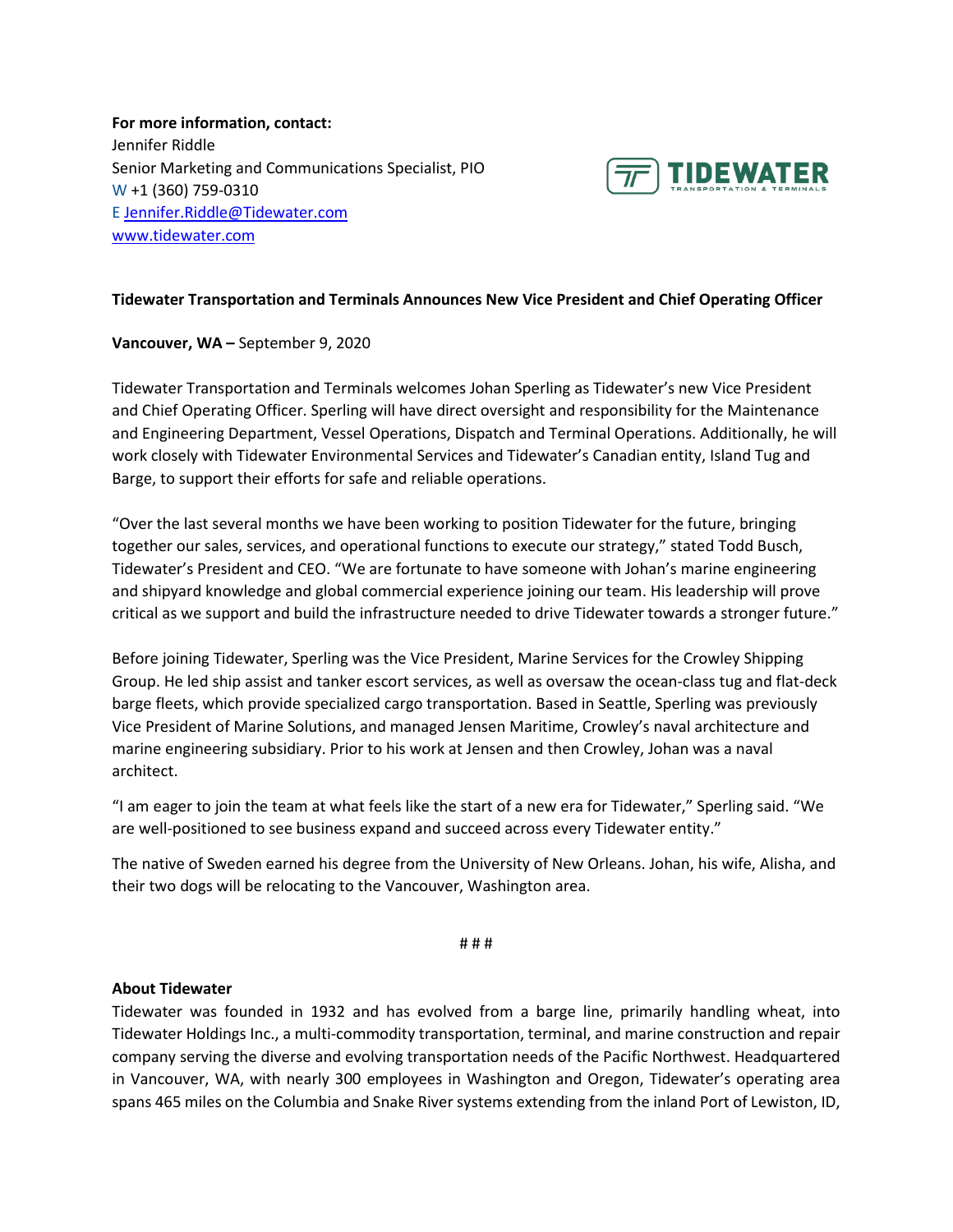**For more information, contact:**
Jennifer Riddle
Senior Marketing and Communications Specialist, PIO
W +1 (360) 759-0310
E [Jennifer.Riddle@Tidewater.com](mailto:Jennifer.Riddle@Tidewater.com)
[www.tidewater.com](http://www.tidewater.com)

TIDEWATER TRANSPORTATION & TERMINALS

**Tidewater Transportation and Terminals Announces New Vice President and Chief Operating Officer**

**Vancouver, WA –** September 9, 2020

Tidewater Transportation and Terminals welcomes Johan Sperling as Tidewater's new Vice President and Chief Operating Officer. Sperling will have direct oversight and responsibility for the Maintenance and Engineering Department, Vessel Operations, Dispatch and Terminal Operations. Additionally, he will work closely with Tidewater Environmental Services and Tidewater's Canadian entity, Island Tug and Barge, to support their efforts for safe and reliable operations.

"Over the last several months we have been working to position Tidewater for the future, bringing together our sales, services, and operational functions to execute our strategy," stated Todd Busch, Tidewater's President and CEO. "We are fortunate to have someone with Johan's marine engineering and shipyard knowledge and global commercial experience joining our team. His leadership will prove critical as we support and build the infrastructure needed to drive Tidewater towards a stronger future."

Before joining Tidewater, Sperling was the Vice President, Marine Services for the Crowley Shipping Group. He led ship assist and tanker escort services, as well as oversaw the ocean-class tug and flat-deck barge fleets, which provide specialized cargo transportation. Based in Seattle, Sperling was previously Vice President of Marine Solutions, and managed Jensen Maritime, Crowley's naval architecture and marine engineering subsidiary. Prior to his work at Jensen and then Crowley, Johan was a naval architect.

"I am eager to join the team at what feels like the start of a new era for Tidewater," Sperling said. "We are well-positioned to see business expand and succeed across every Tidewater entity."

The native of Sweden earned his degree from the University of New Orleans. Johan, his wife, Alisha, and their two dogs will be relocating to the Vancouver, Washington area.

# # #

**About Tidewater**

Tidewater was founded in 1932 and has evolved from a barge line, primarily handling wheat, into Tidewater Holdings Inc., a multi-commodity transportation, terminal, and marine construction and repair company serving the diverse and evolving transportation needs of the Pacific Northwest. Headquartered in Vancouver, WA, with nearly 300 employees in Washington and Oregon, Tidewater's operating area spans 465 miles on the Columbia and Snake River systems extending from the inland Port of Lewiston, ID,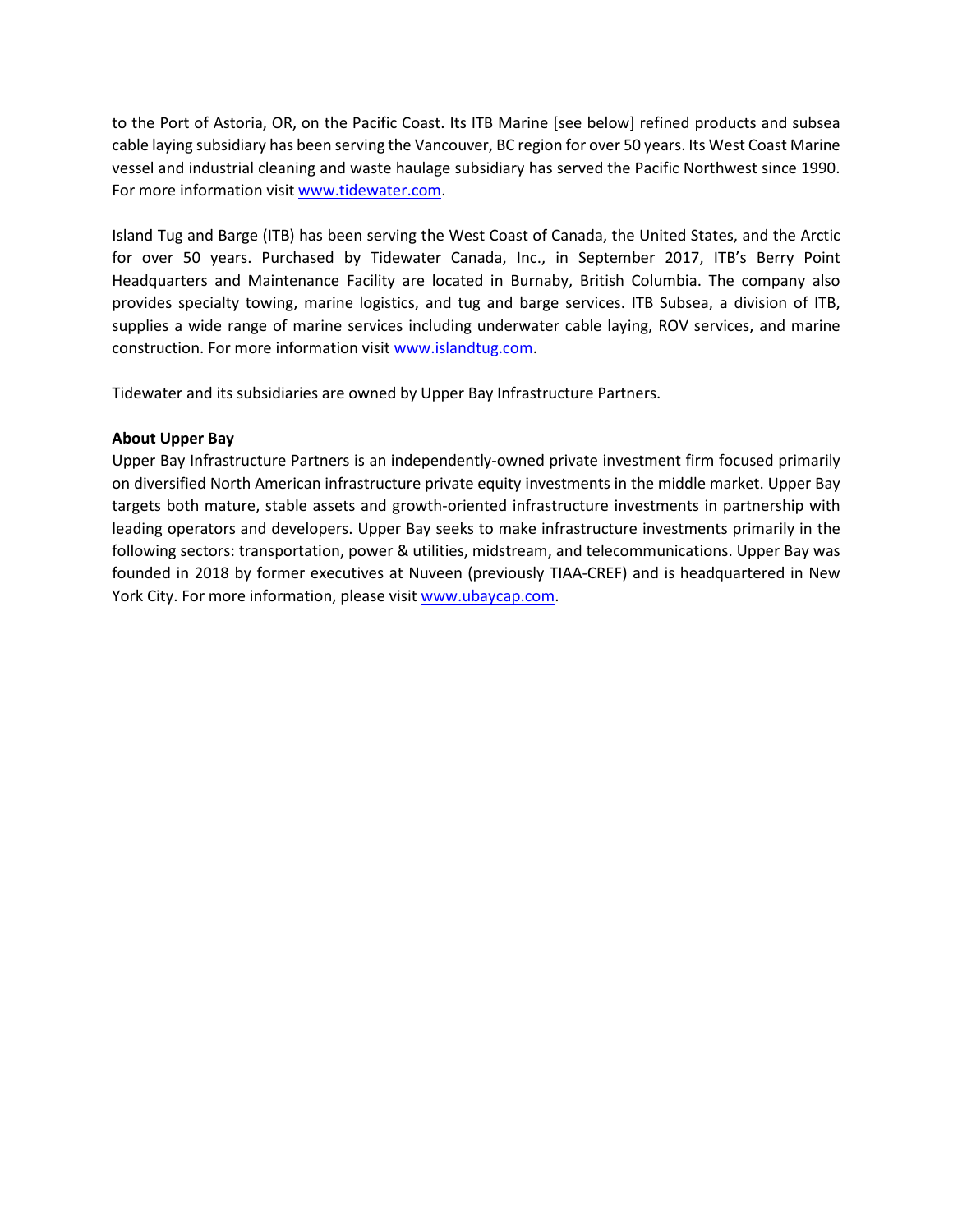to the Port of Astoria, OR, on the Pacific Coast. Its ITB Marine [see below] refined products and subsea cable laying subsidiary has been serving the Vancouver, BC region for over 50 years. Its West Coast Marine vessel and industrial cleaning and waste haulage subsidiary has served the Pacific Northwest since 1990. For more information visit www.tidewater.com.

Island Tug and Barge (ITB) has been serving the West Coast of Canada, the United States, and the Arctic for over 50 years. Purchased by Tidewater Canada, Inc., in September 2017, ITB's Berry Point Headquarters and Maintenance Facility are located in Burnaby, British Columbia. The company also provides specialty towing, marine logistics, and tug and barge services. ITB Subsea, a division of ITB, supplies a wide range of marine services including underwater cable laying, ROV services, and marine construction. For more information visit www.islandtug.com.

Tidewater and its subsidiaries are owned by Upper Bay Infrastructure Partners.

**About Upper Bay**

Upper Bay Infrastructure Partners is an independently-owned private investment firm focused primarily on diversified North American infrastructure private equity investments in the middle market. Upper Bay targets both mature, stable assets and growth-oriented infrastructure investments in partnership with leading operators and developers. Upper Bay seeks to make infrastructure investments primarily in the following sectors: transportation, power & utilities, midstream, and telecommunications. Upper Bay was founded in 2018 by former executives at Nuveen (previously TIAA-CREF) and is headquartered in New York City. For more information, please visit www.ubaycap.com.